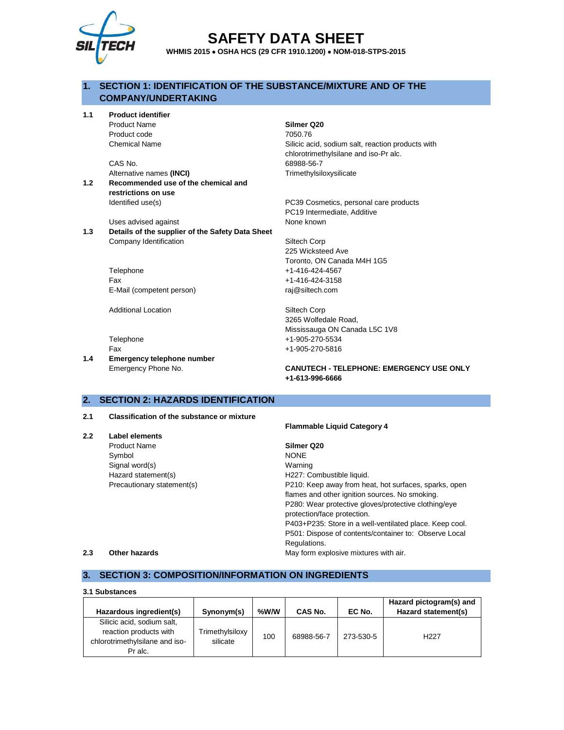# SAFETY DATA SHEET

**WHMIS 2015 • OSHA HCS (29 CFR 1910.1200) • NOM-018-STPS-2015**

## 1. SECTION 1: IDENTIFICATION OF THE SUBSTANCE/MIXTURE AND OF THE COMPANY/UNDERTAKING

**1.1 Product identifier**

| | |
|---|---|
| Product Name | **Silmer Q20** |
| Product code | 7050.76 |
| Chemical Name | Silicic acid, sodium salt, reaction products with chlorotrimethylsilane and iso-Pr alc. |
| CAS No. | 68988-56-7 |
| Alternative names **(INCI)** | Trimethylsiloxysilicate |

**1.2 Recommended use of the chemical and restrictions on use**

| | |
|---|---|
| Identified use(s) | PC39 Cosmetics, personal care products<br>PC19 Intermediate, Additive |
| Uses advised against | None known |

**1.3 Details of the supplier of the Safety Data Sheet**

| | |
|---|---|
| Company Identification | Siltech Corp<br>225 Wicksteed Ave<br>Toronto, ON Canada M4H 1G5 |
| Telephone | +1-416-424-4567 |
| Fax | +1-416-424-3158 |
| E-Mail (competent person) | raj@siltech.com |
| Additional Location | Siltech Corp<br>3265 Wolfedale Road,<br>Mississauga ON Canada L5C 1V8 |
| Telephone | +1-905-270-5534 |
| Fax | +1-905-270-5816 |

**1.4 Emergency telephone number**

| | |
|---|---|
| Emergency Phone No. | **CANUTECH - TELEPHONE: EMERGENCY USE ONLY +1-613-996-6666** |

## 2. SECTION 2: HAZARDS IDENTIFICATION

**2.1 Classification of the substance or mixture**

**Flammable Liquid Category 4**

**2.2 Label elements**

| | |
|---|---|
| Product Name | **Silmer Q20** |
| Symbol | NONE |
| Signal word(s) | Warning |
| Hazard statement(s) | H227: Combustible liquid. |
| Precautionary statement(s) | P210: Keep away from heat, hot surfaces, sparks, open flames and other ignition sources. No smoking.<br>P280: Wear protective gloves/protective clothing/eye protection/face protection.<br>P403+P235: Store in a well-ventilated place. Keep cool.<br>P501: Dispose of contents/container to: Observe Local Regulations. |

**2.3 Other hazards** — May form explosive mixtures with air.

## 3. SECTION 3: COMPOSITION/INFORMATION ON INGREDIENTS

**3.1 Substances**

| Hazardous ingredient(s) | Synonym(s) | %W/W | CAS No. | EC No. | Hazard pictogram(s) and Hazard statement(s) |
|---|---|---|---|---|---|
| Silicic acid, sodium salt, reaction products with chlorotrimethylsilane and iso-Pr alc. | Trimethylsiloxy silicate | 100 | 68988-56-7 | 273-530-5 | H227 |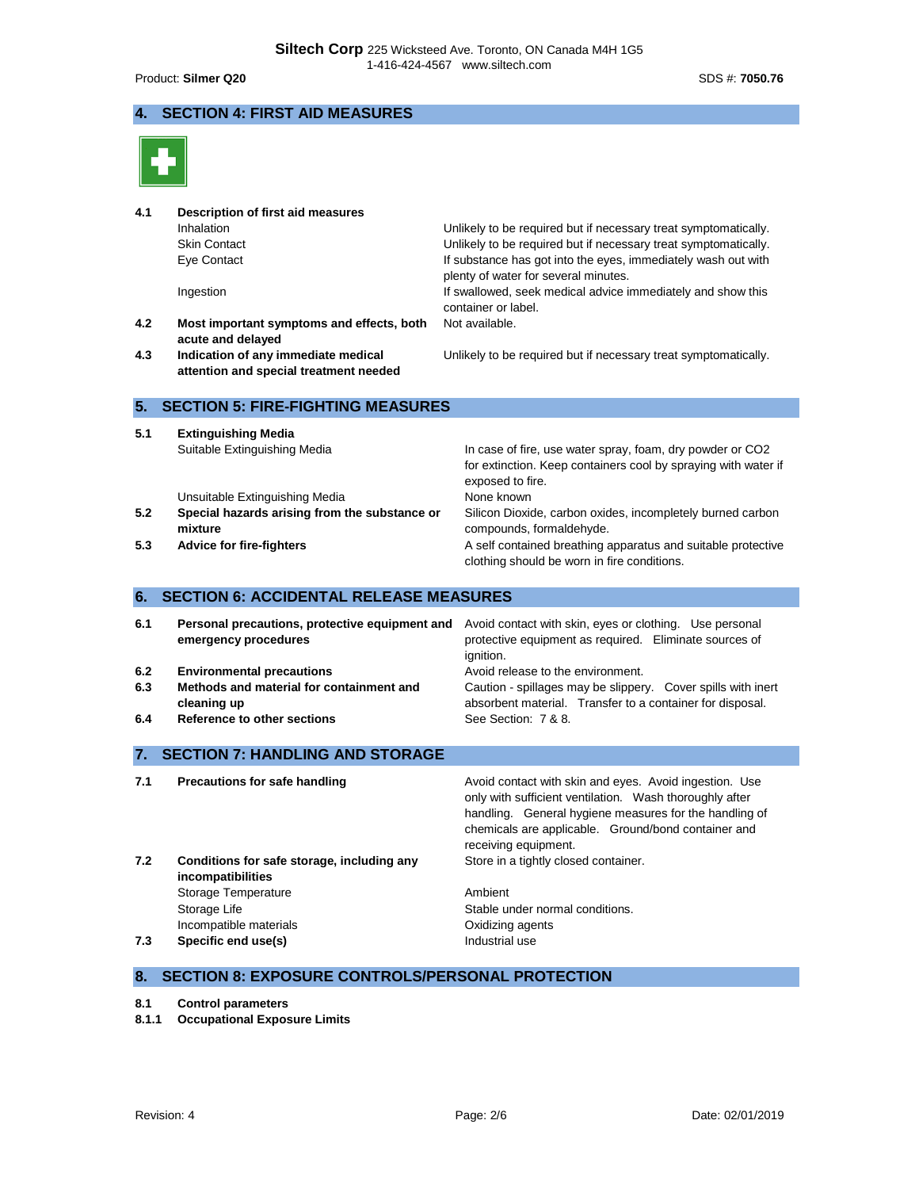## 4. SECTION 4: FIRST AID MEASURES

| | | |
|---|---|---|
| 4.1 | **Description of first aid measures** | |
| | Inhalation | Unlikely to be required but if necessary treat symptomatically. |
| | Skin Contact | Unlikely to be required but if necessary treat symptomatically. |
| | Eye Contact | If substance has got into the eyes, immediately wash out with plenty of water for several minutes. |
| | Ingestion | If swallowed, seek medical advice immediately and show this container or label. |
| 4.2 | **Most important symptoms and effects, both acute and delayed** | Not available. |
| 4.3 | **Indication of any immediate medical attention and special treatment needed** | Unlikely to be required but if necessary treat symptomatically. |

## 5. SECTION 5: FIRE-FIGHTING MEASURES

| | | |
|---|---|---|
| 5.1 | **Extinguishing Media** | |
| | Suitable Extinguishing Media | In case of fire, use water spray, foam, dry powder or CO2 for extinction. Keep containers cool by spraying with water if exposed to fire. |
| | Unsuitable Extinguishing Media | None known |
| 5.2 | **Special hazards arising from the substance or mixture** | Silicon Dioxide, carbon oxides, incompletely burned carbon compounds, formaldehyde. |
| 5.3 | **Advice for fire-fighters** | A self contained breathing apparatus and suitable protective clothing should be worn in fire conditions. |

## 6. SECTION 6: ACCIDENTAL RELEASE MEASURES

| | | |
|---|---|---|
| 6.1 | **Personal precautions, protective equipment and emergency procedures** | Avoid contact with skin, eyes or clothing. Use personal protective equipment as required. Eliminate sources of ignition. |
| 6.2 | **Environmental precautions** | Avoid release to the environment. |
| 6.3 | **Methods and material for containment and cleaning up** | Caution - spillages may be slippery. Cover spills with inert absorbent material. Transfer to a container for disposal. |
| 6.4 | **Reference to other sections** | See Section: 7 & 8. |

## 7. SECTION 7: HANDLING AND STORAGE

| | | |
|---|---|---|
| 7.1 | **Precautions for safe handling** | Avoid contact with skin and eyes. Avoid ingestion. Use only with sufficient ventilation. Wash thoroughly after handling. General hygiene measures for the handling of chemicals are applicable. Ground/bond container and receiving equipment. |
| 7.2 | **Conditions for safe storage, including any incompatibilities** | Store in a tightly closed container. |
| | Storage Temperature | Ambient |
| | Storage Life | Stable under normal conditions. |
| | Incompatible materials | Oxidizing agents |
| 7.3 | **Specific end use(s)** | Industrial use |

## 8. SECTION 8: EXPOSURE CONTROLS/PERSONAL PROTECTION

**8.1 Control parameters**

**8.1.1 Occupational Exposure Limits**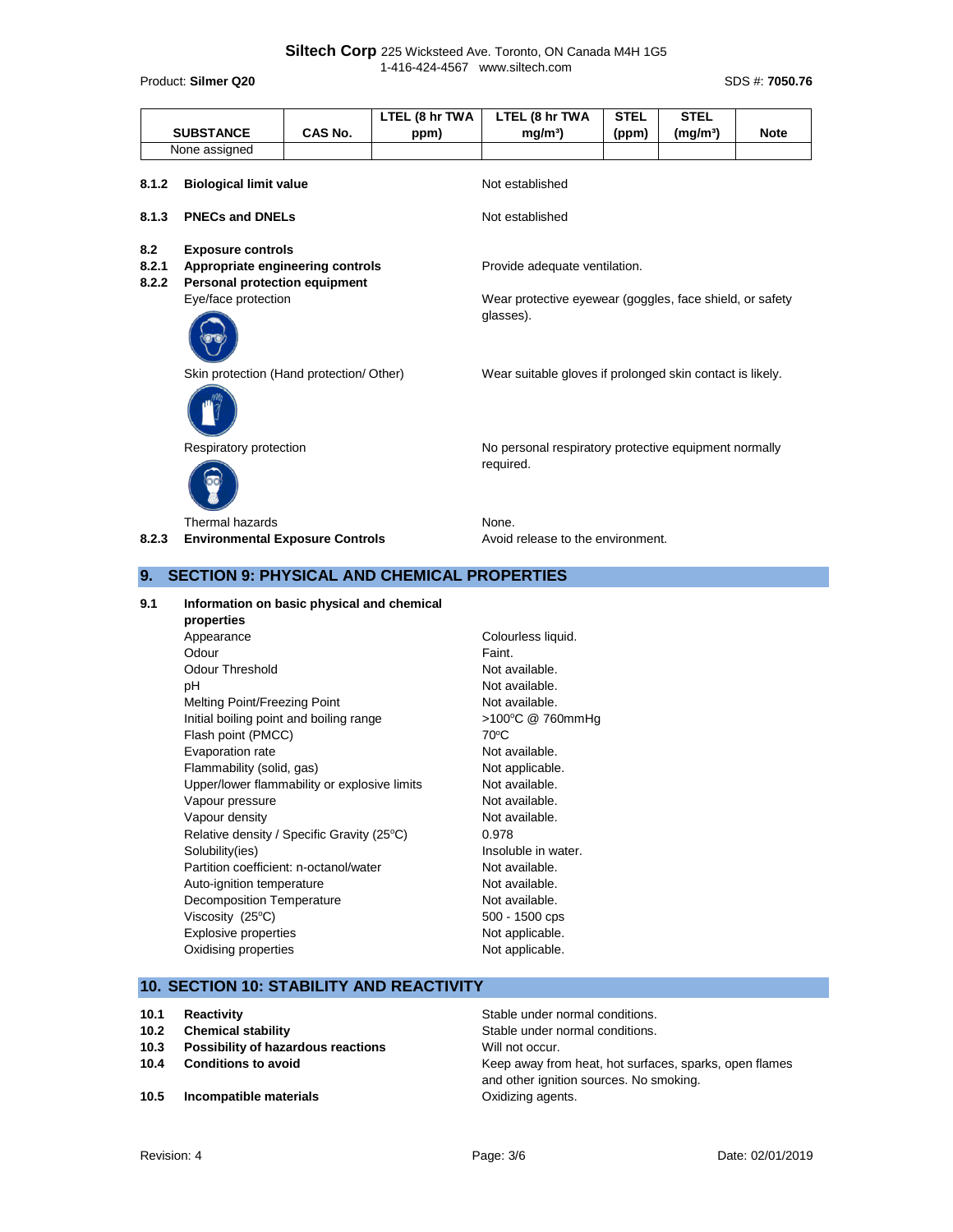| SUBSTANCE | CAS No. | LTEL (8 hr TWA ppm) | LTEL (8 hr TWA mg/m³) | STEL (ppm) | STEL (mg/m³) | Note |
|---|---|---|---|---|---|---|
| None assigned | | | | | | |

**8.1.2 Biological limit value** — Not established

**8.1.3 PNECs and DNELs** — Not established

**8.2 Exposure controls**

**8.2.1 Appropriate engineering controls** — Provide adequate ventilation.

**8.2.2 Personal protection equipment**

Eye/face protection — Wear protective eyewear (goggles, face shield, or safety glasses).

Skin protection (Hand protection/ Other) — Wear suitable gloves if prolonged skin contact is likely.

Respiratory protection — No personal respiratory protective equipment normally required.

Thermal hazards — None.

**8.2.3 Environmental Exposure Controls** — Avoid release to the environment.

## 9. SECTION 9: PHYSICAL AND CHEMICAL PROPERTIES

**9.1 Information on basic physical and chemical properties**

| Property | Value |
|---|---|
| Appearance | Colourless liquid. |
| Odour | Faint. |
| Odour Threshold | Not available. |
| pH | Not available. |
| Melting Point/Freezing Point | Not available. |
| Initial boiling point and boiling range | >100°C @ 760mmHg |
| Flash point (PMCC) | 70°C |
| Evaporation rate | Not available. |
| Flammability (solid, gas) | Not applicable. |
| Upper/lower flammability or explosive limits | Not available. |
| Vapour pressure | Not available. |
| Vapour density | Not available. |
| Relative density / Specific Gravity (25°C) | 0.978 |
| Solubility(ies) | Insoluble in water. |
| Partition coefficient: n-octanol/water | Not available. |
| Auto-ignition temperature | Not available. |
| Decomposition Temperature | Not available. |
| Viscosity (25°C) | 500 - 1500 cps |
| Explosive properties | Not applicable. |
| Oxidising properties | Not applicable. |

## 10. SECTION 10: STABILITY AND REACTIVITY

**10.1 Reactivity** — Stable under normal conditions.

**10.2 Chemical stability** — Stable under normal conditions.

**10.3 Possibility of hazardous reactions** — Will not occur.

**10.4 Conditions to avoid** — Keep away from heat, hot surfaces, sparks, open flames and other ignition sources. No smoking.

**10.5 Incompatible materials** — Oxidizing agents.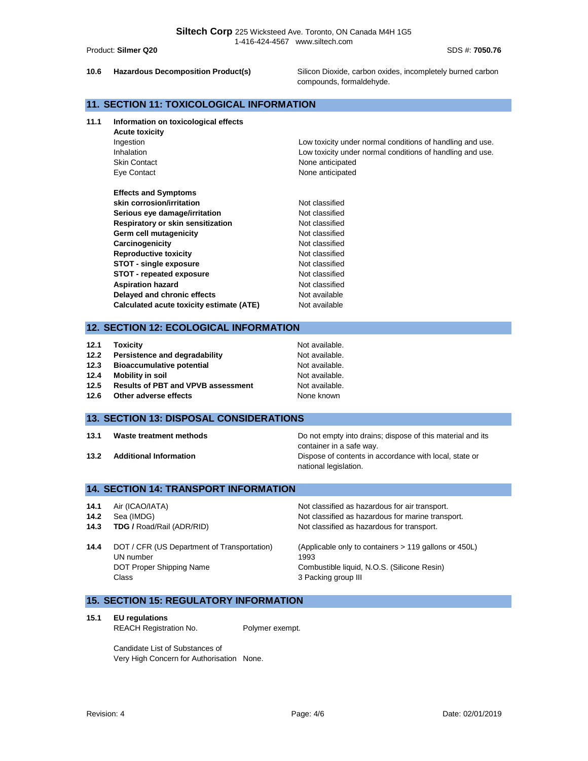**10.6 Hazardous Decomposition Product(s)** — Silicon Dioxide, carbon oxides, incompletely burned carbon compounds, formaldehyde.

## 11. SECTION 11: TOXICOLOGICAL INFORMATION

**11.1 Information on toxicological effects**

**Acute toxicity**

| | |
|---|---|
| Ingestion | Low toxicity under normal conditions of handling and use. |
| Inhalation | Low toxicity under normal conditions of handling and use. |
| Skin Contact | None anticipated |
| Eye Contact | None anticipated |

**Effects and Symptoms**

| | |
|---|---|
| **skin corrosion/irritation** | Not classified |
| **Serious eye damage/irritation** | Not classified |
| **Respiratory or skin sensitization** | Not classified |
| **Germ cell mutagenicity** | Not classified |
| **Carcinogenicity** | Not classified |
| **Reproductive toxicity** | Not classified |
| **STOT - single exposure** | Not classified |
| **STOT - repeated exposure** | Not classified |
| **Aspiration hazard** | Not classified |
| **Delayed and chronic effects** | Not available |
| **Calculated acute toxicity estimate (ATE)** | Not available |

## 12. SECTION 12: ECOLOGICAL INFORMATION

| | | |
|---|---|---|
| **12.1** | **Toxicity** | Not available. |
| **12.2** | **Persistence and degradability** | Not available. |
| **12.3** | **Bioaccumulative potential** | Not available. |
| **12.4** | **Mobility in soil** | Not available. |
| **12.5** | **Results of PBT and VPVB assessment** | Not available. |
| **12.6** | **Other adverse effects** | None known |

## 13. SECTION 13: DISPOSAL CONSIDERATIONS

| | | |
|---|---|---|
| **13.1** | **Waste treatment methods** | Do not empty into drains; dispose of this material and its container in a safe way. |
| **13.2** | **Additional Information** | Dispose of contents in accordance with local, state or national legislation. |

## 14. SECTION 14: TRANSPORT INFORMATION

| | | |
|---|---|---|
| **14.1** | Air (ICAO/IATA) | Not classified as hazardous for air transport. |
| **14.2** | Sea (IMDG) | Not classified as hazardous for marine transport. |
| **14.3** | **TDG /** Road/Rail (ADR/RID) | Not classified as hazardous for transport. |
| **14.4** | DOT / CFR (US Department of Transportation) | (Applicable only to containers > 119 gallons or 450L) |
| | UN number | 1993 |
| | DOT Proper Shipping Name | Combustible liquid, N.O.S. (Silicone Resin) |
| | Class | 3 Packing group III |

## 15. SECTION 15: REGULATORY INFORMATION

**15.1 EU regulations**

REACH Registration No. — Polymer exempt.

Candidate List of Substances of Very High Concern for Authorisation — None.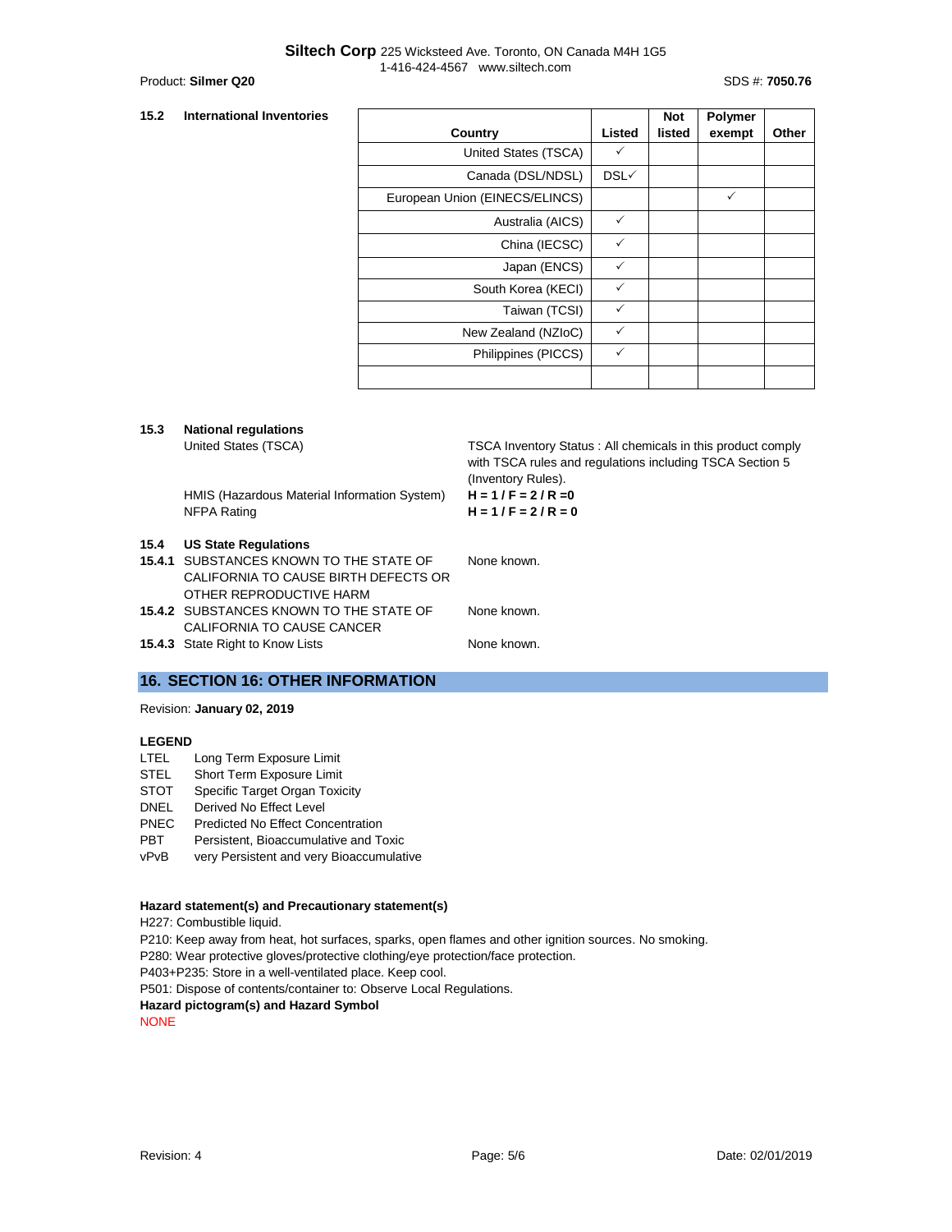**15.2 International Inventories**

| Country | Listed | Not listed | Polymer exempt | Other |
|---|---|---|---|---|
| United States (TSCA) | ✓ | | | |
| Canada (DSL/NDSL) | DSL✓ | | | |
| European Union (EINECS/ELINCS) | | | ✓ | |
| Australia (AICS) | ✓ | | | |
| China (IECSC) | ✓ | | | |
| Japan (ENCS) | ✓ | | | |
| South Korea (KECI) | ✓ | | | |
| Taiwan (TCSI) | ✓ | | | |
| New Zealand (NZIoC) | ✓ | | | |
| Philippines (PICCS) | ✓ | | | |
| | | | | |

**15.3 National regulations**

United States (TSCA) — TSCA Inventory Status : All chemicals in this product comply with TSCA rules and regulations including TSCA Section 5 (Inventory Rules).

HMIS (Hazardous Material Information System) — **H = 1 / F = 2 / R =0**

NFPA Rating — **H = 1 / F = 2 / R = 0**

**15.4 US State Regulations**

**15.4.1** SUBSTANCES KNOWN TO THE STATE OF CALIFORNIA TO CAUSE BIRTH DEFECTS OR OTHER REPRODUCTIVE HARM — None known.

**15.4.2** SUBSTANCES KNOWN TO THE STATE OF CALIFORNIA TO CAUSE CANCER — None known.

**15.4.3** State Right to Know Lists — None known.

## 16. SECTION 16: OTHER INFORMATION

Revision: **January 02, 2019**

**LEGEND**

| | |
|---|---|
| LTEL | Long Term Exposure Limit |
| STEL | Short Term Exposure Limit |
| STOT | Specific Target Organ Toxicity |
| DNEL | Derived No Effect Level |
| PNEC | Predicted No Effect Concentration |
| PBT | Persistent, Bioaccumulative and Toxic |
| vPvB | very Persistent and very Bioaccumulative |

**Hazard statement(s) and Precautionary statement(s)**

H227: Combustible liquid.

P210: Keep away from heat, hot surfaces, sparks, open flames and other ignition sources. No smoking.

P280: Wear protective gloves/protective clothing/eye protection/face protection.

P403+P235: Store in a well-ventilated place. Keep cool.

P501: Dispose of contents/container to: Observe Local Regulations.

**Hazard pictogram(s) and Hazard Symbol**

NONE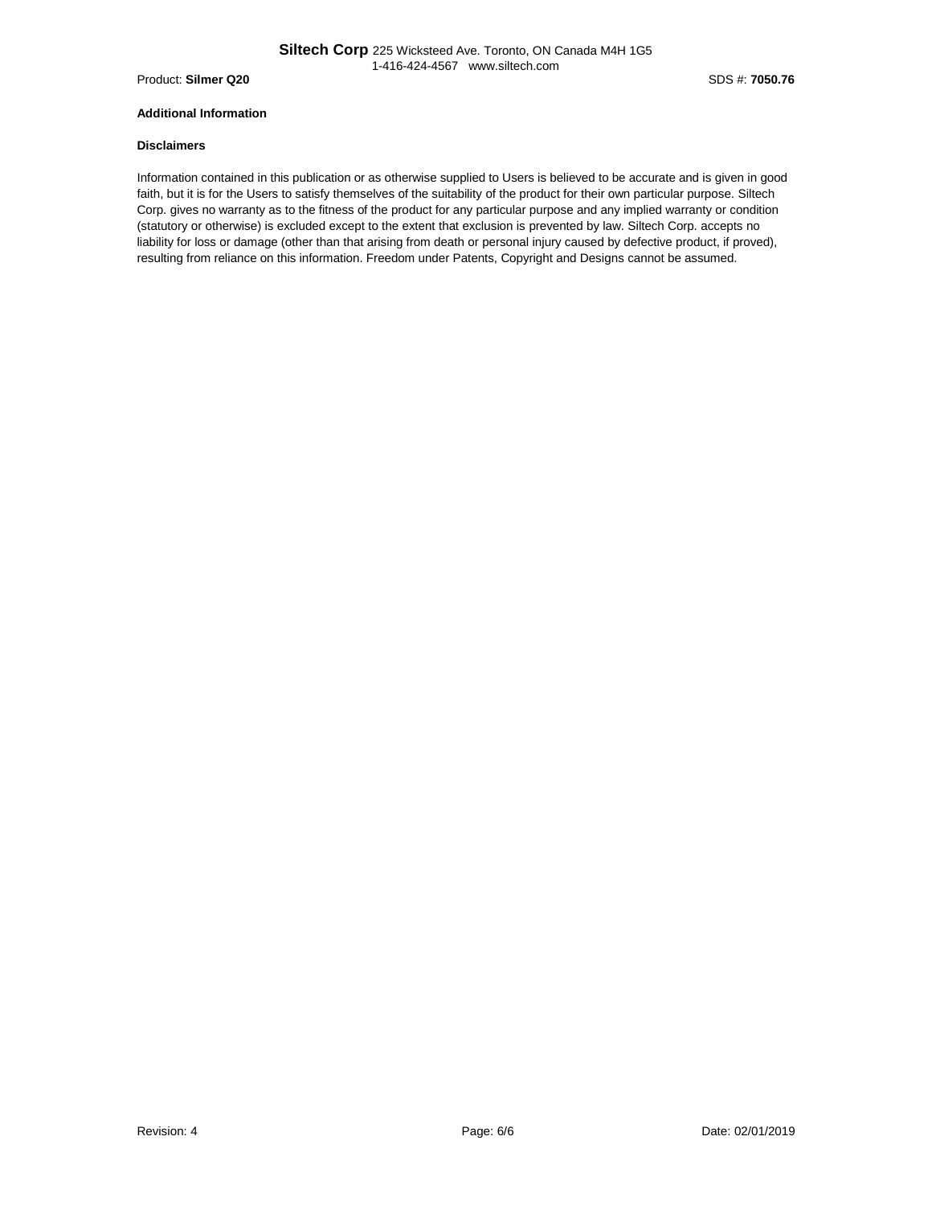### Additional Information

#### Disclaimers

Information contained in this publication or as otherwise supplied to Users is believed to be accurate and is given in good faith, but it is for the Users to satisfy themselves of the suitability of the product for their own particular purpose. Siltech Corp. gives no warranty as to the fitness of the product for any particular purpose and any implied warranty or condition (statutory or otherwise) is excluded except to the extent that exclusion is prevented by law. Siltech Corp. accepts no liability for loss or damage (other than that arising from death or personal injury caused by defective product, if proved), resulting from reliance on this information. Freedom under Patents, Copyright and Designs cannot be assumed.